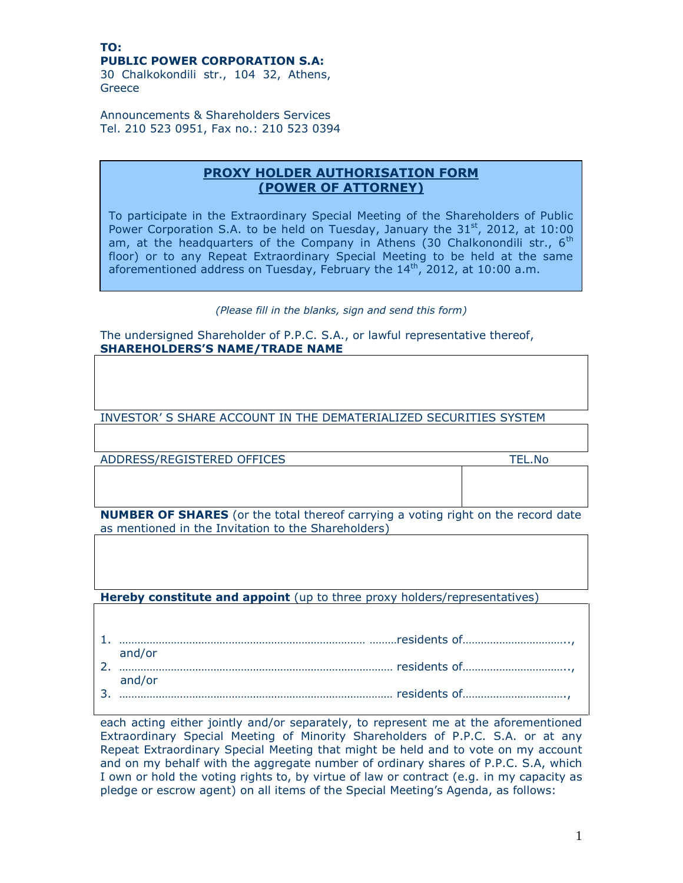**TO:**
**PUBLIC POWER CORPORATION S.A:**
30 Chalkokondili str., 104 32, Athens, Greece

Announcements & Shareholders Services
Tel. 210 523 0951, Fax no.: 210 523 0394

## PROXY HOLDER AUTHORISATION FORM (POWER OF ATTORNEY)

To participate in the Extraordinary Special Meeting of the Shareholders of Public Power Corporation S.A. to be held on Tuesday, January the 31st, 2012, at 10:00 am, at the headquarters of the Company in Athens (30 Chalkonondili str., 6th floor) or to any Repeat Extraordinary Special Meeting to be held at the same aforementioned address on Tuesday, February the 14th, 2012, at 10:00 a.m.

*(Please fill in the blanks, sign and send this form)*

The undersigned Shareholder of P.P.C. S.A., or lawful representative thereof,
**SHAREHOLDERS'S NAME/TRADE NAME**

| |
|---|
| |

INVESTOR' S SHARE ACCOUNT IN THE DEMATERIALIZED SECURITIES SYSTEM

| |
|---|
| |

| ADDRESS/REGISTERED OFFICES | TEL.No |
|---|---|
| | |

**NUMBER OF SHARES** (or the total thereof carrying a voting right on the record date as mentioned in the Invitation to the Shareholders)

| |
|---|
| |

**Hereby constitute and appoint** (up to three proxy holders/representatives)

1. …………………………………………………………………… ………residents of……………………………..,
   and/or
2. ……………………………………………………………………………… residents of……………………………..,
   and/or
3. ……………………………………………………………………………… residents of…………………………….,

each acting either jointly and/or separately, to represent me at the aforementioned Extraordinary Special Meeting of Minority Shareholders of P.P.C. S.A. or at any Repeat Extraordinary Special Meeting that might be held and to vote on my account and on my behalf with the aggregate number of ordinary shares of P.P.C. S.A, which I own or hold the voting rights to, by virtue of law or contract (e.g. in my capacity as pledge or escrow agent) on all items of the Special Meeting's Agenda, as follows: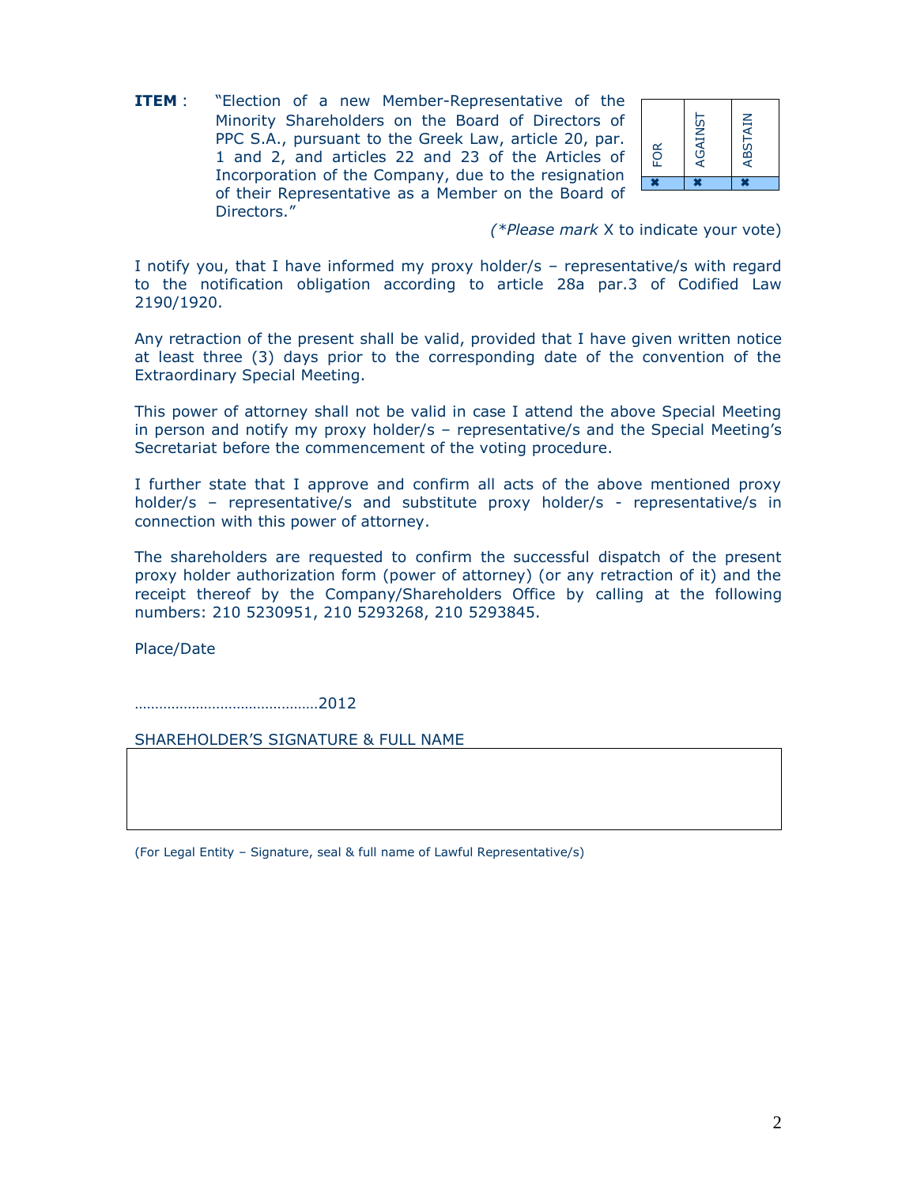**ITEM** : "Election of a new Member-Representative of the Minority Shareholders on the Board of Directors of PPC S.A., pursuant to the Greek Law, article 20, par. 1 and 2, and articles 22 and 23 of the Articles of Incorporation of the Company, due to the resignation of their Representative as a Member on the Board of Directors."

| FOR | AGAINST | ABSTAIN |
|---|---|---|
| ✖ | ✖ | ✖ |

*(\*Please mark* X to indicate your vote)

I notify you, that I have informed my proxy holder/s – representative/s with regard to the notification obligation according to article 28a par.3 of Codified Law 2190/1920.

Any retraction of the present shall be valid, provided that I have given written notice at least three (3) days prior to the corresponding date of the convention of the Extraordinary Special Meeting.

This power of attorney shall not be valid in case I attend the above Special Meeting in person and notify my proxy holder/s – representative/s and the Special Meeting's Secretariat before the commencement of the voting procedure.

I further state that I approve and confirm all acts of the above mentioned proxy holder/s – representative/s and substitute proxy holder/s - representative/s in connection with this power of attorney.

The shareholders are requested to confirm the successful dispatch of the present proxy holder authorization form (power of attorney) (or any retraction of it) and the receipt thereof by the Company/Shareholders Office by calling at the following numbers: 210 5230951, 210 5293268, 210 5293845.

Place/Date

……………………………………2012

SHAREHOLDER'S SIGNATURE & FULL NAME

| |
|---|
| |

(For Legal Entity – Signature, seal & full name of Lawful Representative/s)